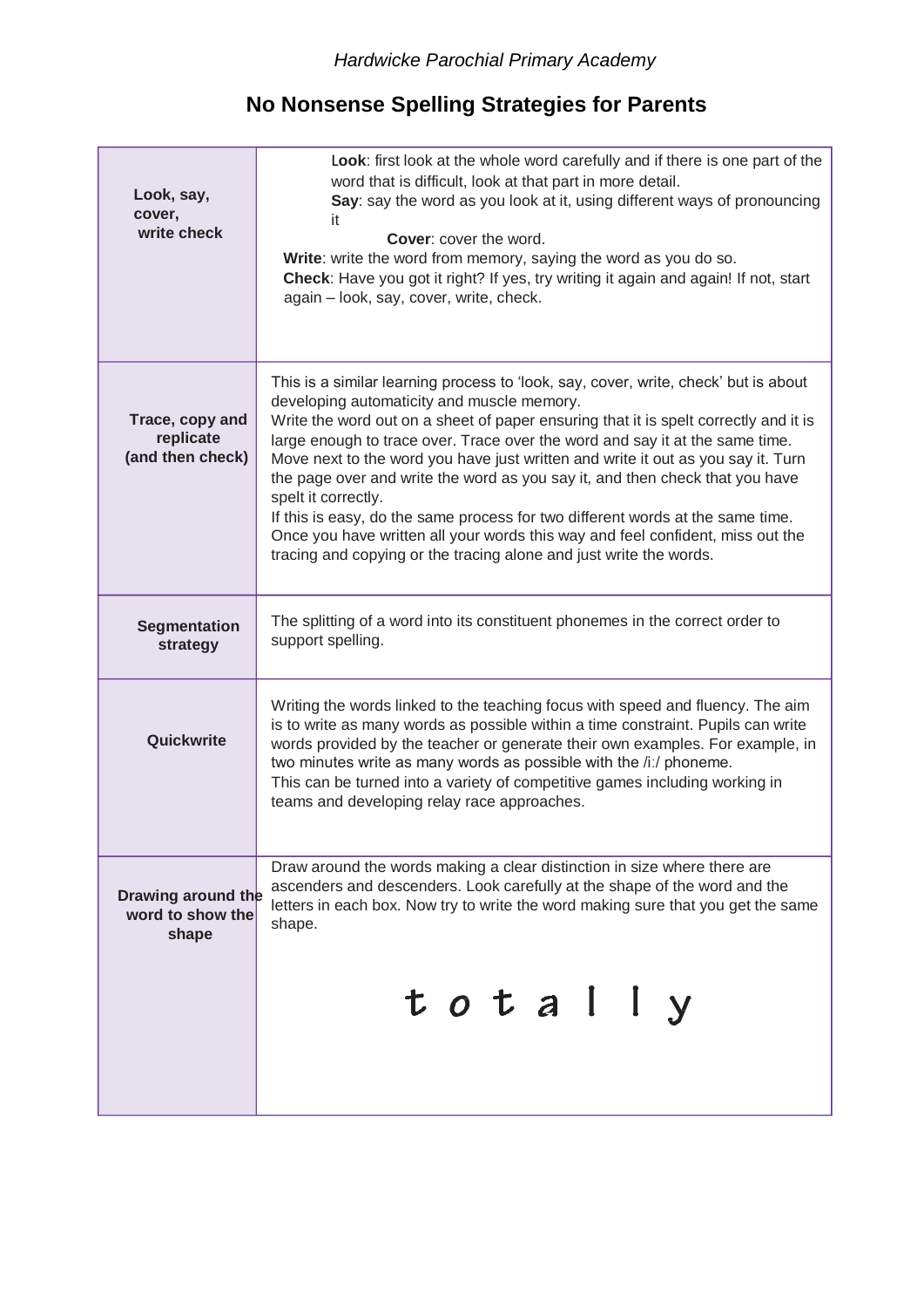*Hardwicke Parochial Primary Academy*

# No Nonsense Spelling Strategies for Parents

| | |
|---|---|
| **Look, say, cover, write check** | **Look**: first look at the whole word carefully and if there is one part of the word that is difficult, look at that part in more detail.<br>**Say**: say the word as you look at it, using different ways of pronouncing it<br>**Cover**: cover the word.<br>**Write**: write the word from memory, saying the word as you do so.<br>**Check**: Have you got it right? If yes, try writing it again and again! If not, start again – look, say, cover, write, check. |
| **Trace, copy and replicate (and then check)** | This is a similar learning process to 'look, say, cover, write, check' but is about developing automaticity and muscle memory.<br>Write the word out on a sheet of paper ensuring that it is spelt correctly and it is large enough to trace over. Trace over the word and say it at the same time. Move next to the word you have just written and write it out as you say it. Turn the page over and write the word as you say it, and then check that you have spelt it correctly.<br>If this is easy, do the same process for two different words at the same time. Once you have written all your words this way and feel confident, miss out the tracing and copying or the tracing alone and just write the words. |
| **Segmentation strategy** | The splitting of a word into its constituent phonemes in the correct order to support spelling. |
| **Quickwrite** | Writing the words linked to the teaching focus with speed and fluency. The aim is to write as many words as possible within a time constraint. Pupils can write words provided by the teacher or generate their own examples. For example, in two minutes write as many words as possible with the /iː/ phoneme.<br>This can be turned into a variety of competitive games including working in teams and developing relay race approaches. |
| **Drawing around the word to show the shape** | Draw around the words making a clear distinction in size where there are ascenders and descenders. Look carefully at the shape of the word and the letters in each box. Now try to write the word making sure that you get the same shape.<br><br>t o t a l l y |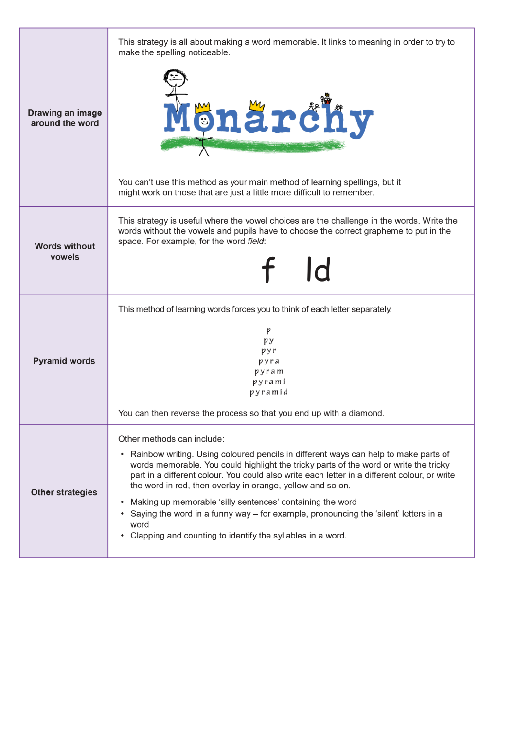| | |
|---|---|
| **Drawing an image around the word** | This strategy is all about making a word memorable. It links to meaning in order to try to make the spelling noticeable.<br><br>Monarchy<br><br>You can't use this method as your main method of learning spellings, but it might work on those that are just a little more difficult to remember. |
| **Words without vowels** | This strategy is useful where the vowel choices are the challenge in the words. Write the words without the vowels and pupils have to choose the correct grapheme to put in the space. For example, for the word *field*:<br><br>f &nbsp;&nbsp; ld |
| **Pyramid words** | This method of learning words forces you to think of each letter separately.<br><br>p<br>py<br>pyr<br>pyra<br>pyram<br>pyrami<br>pyramid<br><br>You can then reverse the process so that you end up with a diamond. |
| **Other strategies** | Other methods can include:<br>• Rainbow writing. Using coloured pencils in different ways can help to make parts of words memorable. You could highlight the tricky parts of the word or write the tricky part in a different colour. You could also write each letter in a different colour, or write the word in red, then overlay in orange, yellow and so on.<br>• Making up memorable 'silly sentences' containing the word<br>• Saying the word in a funny way – for example, pronouncing the 'silent' letters in a word<br>• Clapping and counting to identify the syllables in a word. |